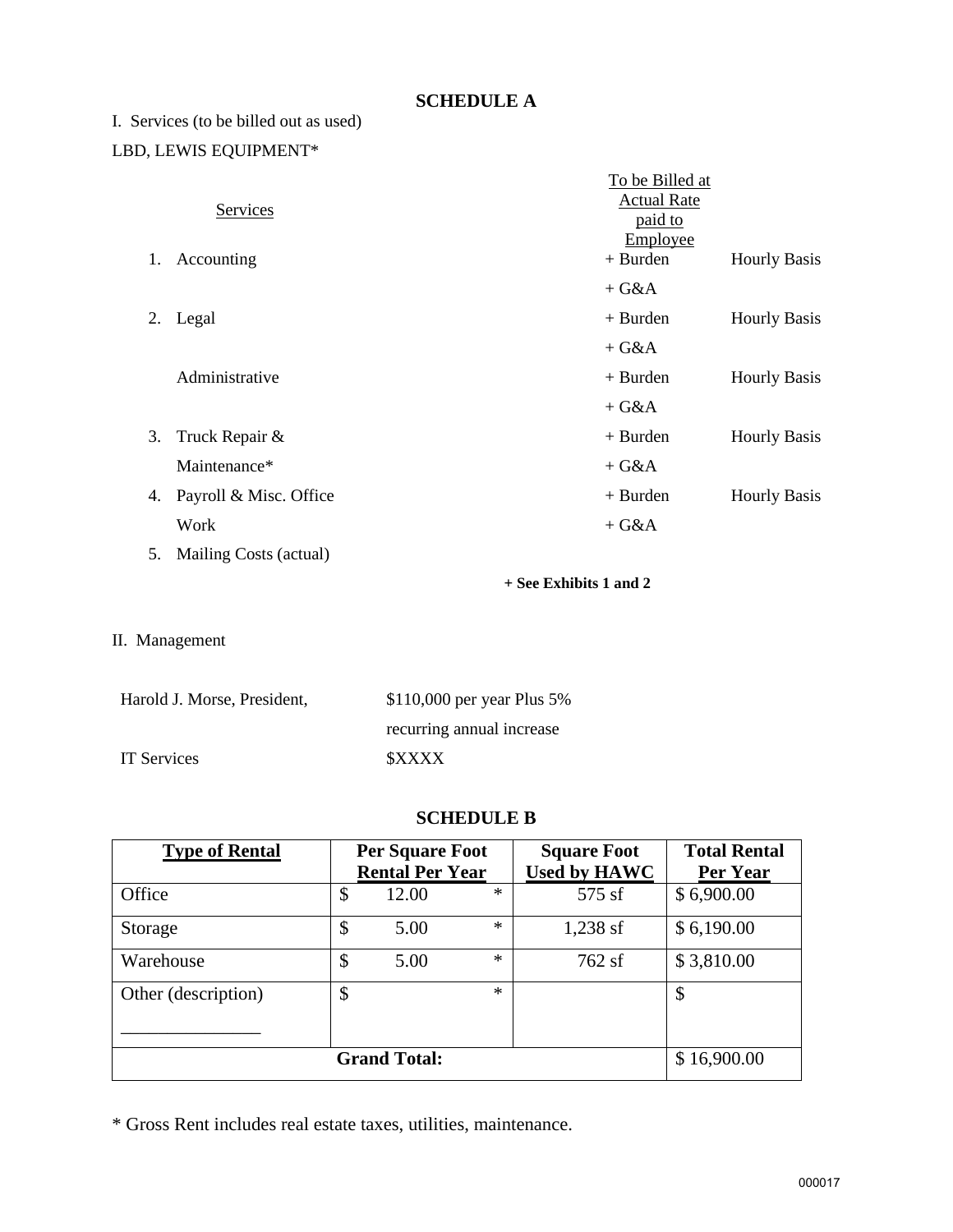# SCHEDULE A

I. Services (to be billed out as used)

LBD, LEWIS EQUIPMENT*

| | Services | To be Billed at Actual Rate paid to Employee | |
|---|---|---|---|
| 1. | Accounting | + Burden<br>+ G&A | Hourly Basis |
| 2. | Legal | + Burden<br>+ G&A | Hourly Basis |
| | Administrative | + Burden<br>+ G&A | Hourly Basis |
| 3. | Truck Repair & Maintenance* | + Burden<br>+ G&A | Hourly Basis |
| 4. | Payroll & Misc. Office Work | + Burden<br>+ G&A | Hourly Basis |
| 5. | Mailing Costs (actual) | | |

**+ See Exhibits 1 and 2**

II. Management

| | |
|---|---|
| Harold J. Morse, President, | $110,000 per year Plus 5% recurring annual increase |
| IT Services | $XXXX |

# SCHEDULE B

| Type of Rental | Per Square Foot Rental Per Year | Square Foot Used by HAWC | Total Rental Per Year |
|---|---|---|---|
| Office | $ 12.00 * | 575 sf | $ 6,900.00 |
| Storage | $ 5.00 * | 1,238 sf | $ 6,190.00 |
| Warehouse | $ 5.00 * | 762 sf | $ 3,810.00 |
| Other (description) _______________ | $ * | | $ |
| **Grand Total:** | | | $ 16,900.00 |

* Gross Rent includes real estate taxes, utilities, maintenance.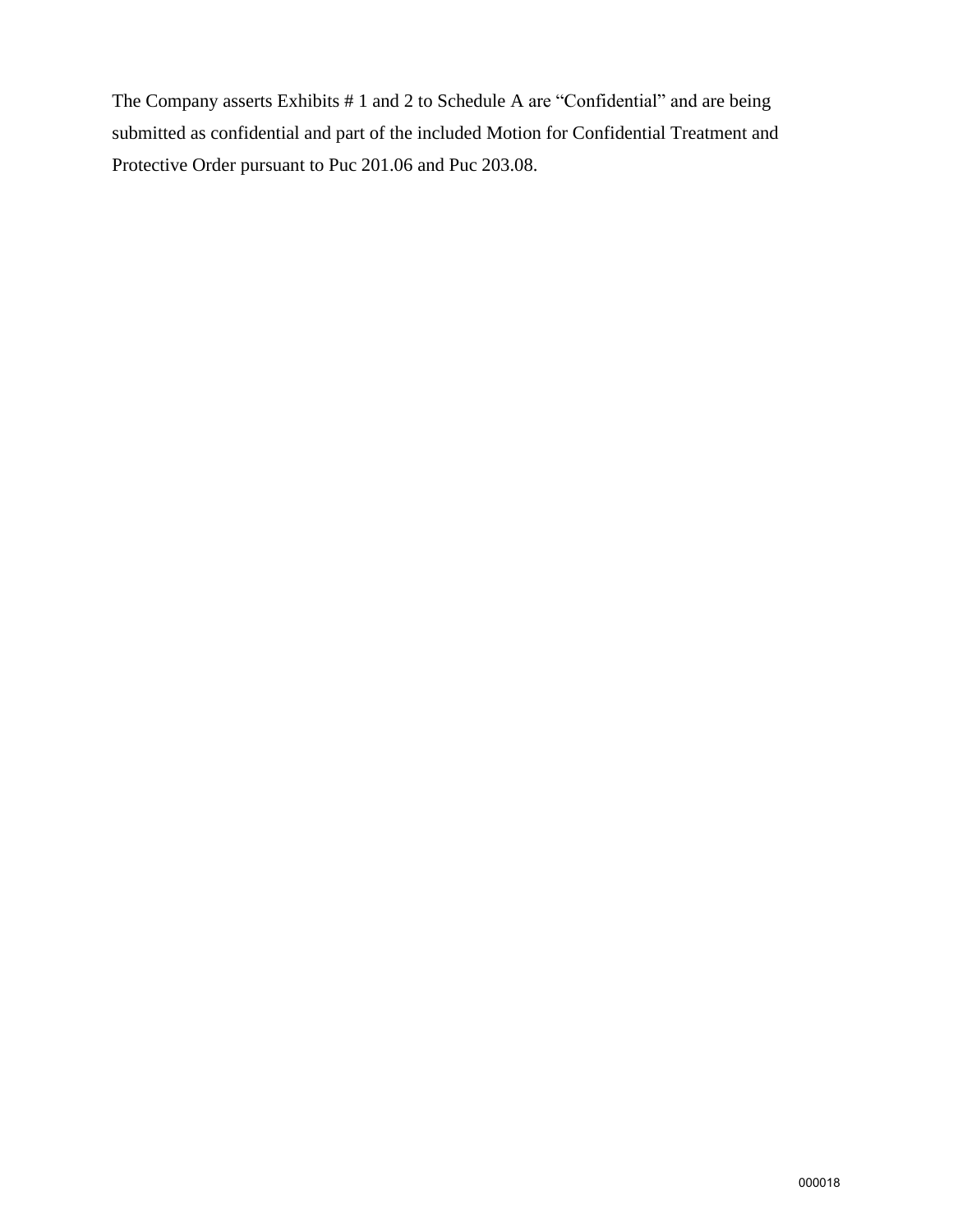The Company asserts Exhibits # 1 and 2 to Schedule A are "Confidential" and are being submitted as confidential and part of the included Motion for Confidential Treatment and Protective Order pursuant to Puc 201.06 and Puc 203.08.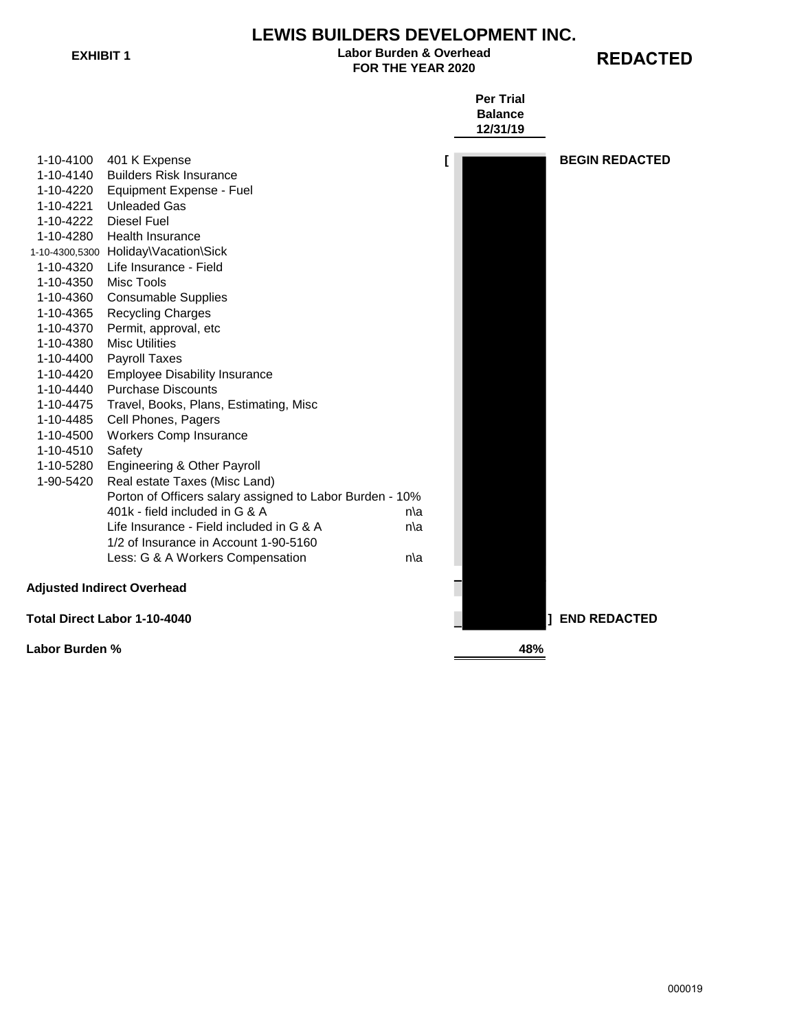# LEWIS BUILDERS DEVELOPMENT INC.

**EXHIBIT 1**

**Labor Burden & Overhead**
**FOR THE YEAR 2020**

**REDACTED**

| Account | Description | | Per Trial Balance 12/31/19 | |
|---|---|---|---|---|
| 1-10-4100 | 401 K Expense | | [ | **BEGIN REDACTED** |
| 1-10-4140 | Builders Risk Insurance | | | |
| 1-10-4220 | Equipment Expense - Fuel | | | |
| 1-10-4221 | Unleaded Gas | | | |
| 1-10-4222 | Diesel Fuel | | | |
| 1-10-4280 | Health Insurance | | | |
| 1-10-4300,5300 | Holiday\Vacation\Sick | | | |
| 1-10-4320 | Life Insurance - Field | | | |
| 1-10-4350 | Misc Tools | | | |
| 1-10-4360 | Consumable Supplies | | | |
| 1-10-4365 | Recycling Charges | | | |
| 1-10-4370 | Permit, approval, etc | | | |
| 1-10-4380 | Misc Utilities | | | |
| 1-10-4400 | Payroll Taxes | | | |
| 1-10-4420 | Employee Disability Insurance | | | |
| 1-10-4440 | Purchase Discounts | | | |
| 1-10-4475 | Travel, Books, Plans, Estimating, Misc | | | |
| 1-10-4485 | Cell Phones, Pagers | | | |
| 1-10-4500 | Workers Comp Insurance | | | |
| 1-10-4510 | Safety | | | |
| 1-10-5280 | Engineering & Other Payroll | | | |
| 1-90-5420 | Real estate Taxes (Misc Land) | | | |
| | Porton of Officers salary assigned to Labor Burden - 10% | | | |
| | 401k - field included in G & A | n\a | | |
| | Life Insurance - Field included in G & A | n\a | | |
| | 1/2 of Insurance in Account 1-90-5160 | | | |
| | Less: G & A Workers Compensation | n\a | | |
| **Adjusted Indirect Overhead** | | | | |
| **Total Direct Labor 1-10-4040** | | | ] | **END REDACTED** |
| **Labor Burden %** | | | **48%** | |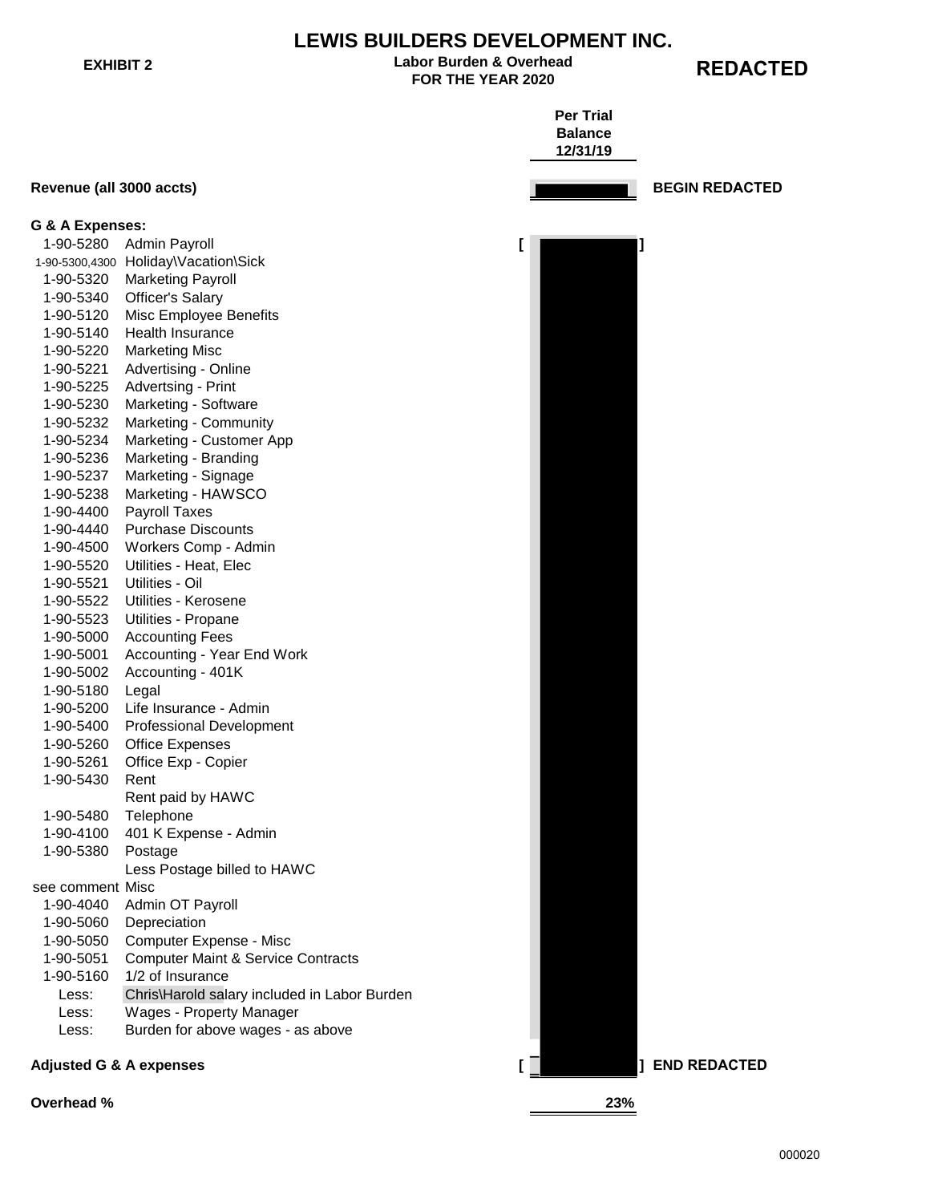# LEWIS BUILDERS DEVELOPMENT INC.

**EXHIBIT 2**

**Labor Burden & Overhead**
**FOR THE YEAR 2020**

**REDACTED**

| | | Per Trial Balance 12/31/19 | |
|---|---|---|---|
| **Revenue (all 3000 accts)** | | | **BEGIN REDACTED** |
| **G & A Expenses:** | | | |
| 1-90-5280 | Admin Payroll | [ ] | |
| 1-90-5300,4300 | Holiday\Vacation\Sick | | |
| 1-90-5320 | Marketing Payroll | | |
| 1-90-5340 | Officer's Salary | | |
| 1-90-5120 | Misc Employee Benefits | | |
| 1-90-5140 | Health Insurance | | |
| 1-90-5220 | Marketing Misc | | |
| 1-90-5221 | Advertising - Online | | |
| 1-90-5225 | Advertsing - Print | | |
| 1-90-5230 | Marketing - Software | | |
| 1-90-5232 | Marketing - Community | | |
| 1-90-5234 | Marketing - Customer App | | |
| 1-90-5236 | Marketing - Branding | | |
| 1-90-5237 | Marketing - Signage | | |
| 1-90-5238 | Marketing - HAWSCO | | |
| 1-90-4400 | Payroll Taxes | | |
| 1-90-4440 | Purchase Discounts | | |
| 1-90-4500 | Workers Comp - Admin | | |
| 1-90-5520 | Utilities - Heat, Elec | | |
| 1-90-5521 | Utilities - Oil | | |
| 1-90-5522 | Utilities - Kerosene | | |
| 1-90-5523 | Utilities - Propane | | |
| 1-90-5000 | Accounting Fees | | |
| 1-90-5001 | Accounting - Year End Work | | |
| 1-90-5002 | Accounting - 401K | | |
| 1-90-5180 | Legal | | |
| 1-90-5200 | Life Insurance - Admin | | |
| 1-90-5400 | Professional Development | | |
| 1-90-5260 | Office Expenses | | |
| 1-90-5261 | Office Exp - Copier | | |
| 1-90-5430 | Rent | | |
| | Rent paid by HAWC | | |
| 1-90-5480 | Telephone | | |
| 1-90-4100 | 401 K Expense - Admin | | |
| 1-90-5380 | Postage | | |
| | Less Postage billed to HAWC | | |
| see comment | Misc | | |
| 1-90-4040 | Admin OT Payroll | | |
| 1-90-5060 | Depreciation | | |
| 1-90-5050 | Computer Expense - Misc | | |
| 1-90-5051 | Computer Maint & Service Contracts | | |
| 1-90-5160 | 1/2 of Insurance | | |
| Less: | Chris\Harold salary included in Labor Burden | | |
| Less: | Wages - Property Manager | | |
| Less: | Burden for above wages - as above | | |
| **Adjusted G & A expenses** | | [ ] | **END REDACTED** |
| **Overhead %** | | **23%** | |